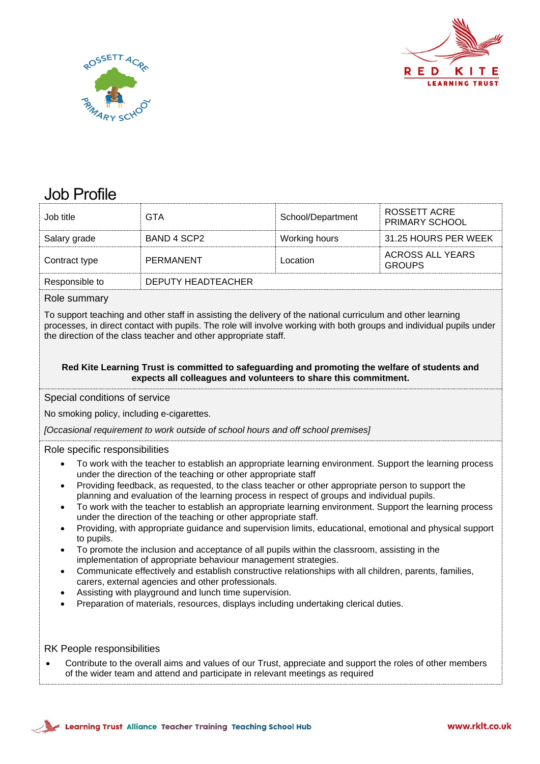# Job Profile

| Job title | GTA | School/Department | ROSSETT ACRE PRIMARY SCHOOL |
|---|---|---|---|
| Salary grade | BAND 4 SCP2 | Working hours | 31.25 HOURS PER WEEK |
| Contract type | PERMANENT | Location | ACROSS ALL YEARS GROUPS |
| Responsible to | DEPUTY HEADTEACHER | | |

## Role summary

To support teaching and other staff in assisting the delivery of the national curriculum and other learning processes, in direct contact with pupils. The role will involve working with both groups and individual pupils under the direction of the class teacher and other appropriate staff.

**Red Kite Learning Trust is committed to safeguarding and promoting the welfare of students and expects all colleagues and volunteers to share this commitment.**

## Special conditions of service

No smoking policy, including e-cigarettes.

*[Occasional requirement to work outside of school hours and off school premises]*

## Role specific responsibilities

- To work with the teacher to establish an appropriate learning environment. Support the learning process under the direction of the teaching or other appropriate staff
- Providing feedback, as requested, to the class teacher or other appropriate person to support the planning and evaluation of the learning process in respect of groups and individual pupils.
- To work with the teacher to establish an appropriate learning environment. Support the learning process under the direction of the teaching or other appropriate staff.
- Providing, with appropriate guidance and supervision limits, educational, emotional and physical support to pupils.
- To promote the inclusion and acceptance of all pupils within the classroom, assisting in the implementation of appropriate behaviour management strategies.
- Communicate effectively and establish constructive relationships with all children, parents, families, carers, external agencies and other professionals.
- Assisting with playground and lunch time supervision.
- Preparation of materials, resources, displays including undertaking clerical duties.

## RK People responsibilities

- Contribute to the overall aims and values of our Trust, appreciate and support the roles of other members of the wider team and attend and participate in relevant meetings as required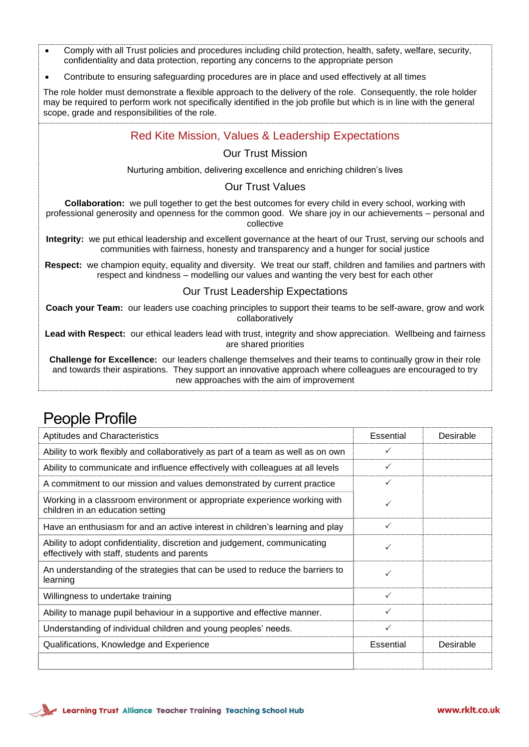- Comply with all Trust policies and procedures including child protection, health, safety, welfare, security, confidentiality and data protection, reporting any concerns to the appropriate person
- Contribute to ensuring safeguarding procedures are in place and used effectively at all times

The role holder must demonstrate a flexible approach to the delivery of the role. Consequently, the role holder may be required to perform work not specifically identified in the job profile but which is in line with the general scope, grade and responsibilities of the role.

## Red Kite Mission, Values & Leadership Expectations

### Our Trust Mission

Nurturing ambition, delivering excellence and enriching children's lives

### Our Trust Values

**Collaboration:** we pull together to get the best outcomes for every child in every school, working with professional generosity and openness for the common good. We share joy in our achievements – personal and collective

**Integrity:** we put ethical leadership and excellent governance at the heart of our Trust, serving our schools and communities with fairness, honesty and transparency and a hunger for social justice

**Respect:** we champion equity, equality and diversity. We treat our staff, children and families and partners with respect and kindness – modelling our values and wanting the very best for each other

### Our Trust Leadership Expectations

**Coach your Team:** our leaders use coaching principles to support their teams to be self-aware, grow and work collaboratively

**Lead with Respect:** our ethical leaders lead with trust, integrity and show appreciation. Wellbeing and fairness are shared priorities

**Challenge for Excellence:** our leaders challenge themselves and their teams to continually grow in their role and towards their aspirations. They support an innovative approach where colleagues are encouraged to try new approaches with the aim of improvement

# People Profile

| Aptitudes and Characteristics | Essential | Desirable |
|---|---|---|
| Ability to work flexibly and collaboratively as part of a team as well as on own | ✓ | |
| Ability to communicate and influence effectively with colleagues at all levels | ✓ | |
| A commitment to our mission and values demonstrated by current practice | ✓ | |
| Working in a classroom environment or appropriate experience working with children in an education setting | ✓ | |
| Have an enthusiasm for and an active interest in children's learning and play | ✓ | |
| Ability to adopt confidentiality, discretion and judgement, communicating effectively with staff, students and parents | ✓ | |
| An understanding of the strategies that can be used to reduce the barriers to learning | ✓ | |
| Willingness to undertake training | ✓ | |
| Ability to manage pupil behaviour in a supportive and effective manner. | ✓ | |
| Understanding of individual children and young peoples' needs. | ✓ | |
| Qualifications, Knowledge and Experience | Essential | Desirable |
| | | |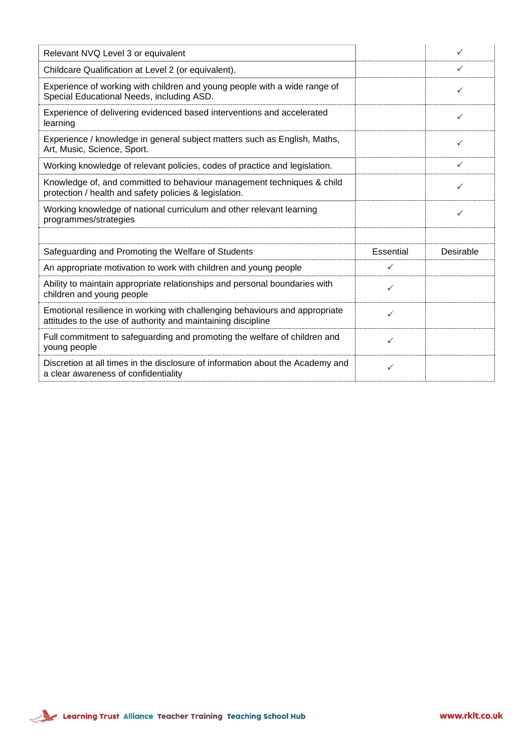| | | |
|---|---|---|
| Relevant NVQ Level 3 or equivalent | | ✓ |
| Childcare Qualification at Level 2 (or equivalent). | | ✓ |
| Experience of working with children and young people with a wide range of Special Educational Needs, including ASD. | | ✓ |
| Experience of delivering evidenced based interventions and accelerated learning | | ✓ |
| Experience / knowledge in general subject matters such as English, Maths, Art, Music, Science, Sport. | | ✓ |
| Working knowledge of relevant policies, codes of practice and legislation. | | ✓ |
| Knowledge of, and committed to behaviour management techniques & child protection / health and safety policies & legislation. | | ✓ |
| Working knowledge of national curriculum and other relevant learning programmes/strategies | | ✓ |
| | | |
| Safeguarding and Promoting the Welfare of Students | Essential | Desirable |
| An appropriate motivation to work with children and young people | ✓ | |
| Ability to maintain appropriate relationships and personal boundaries with children and young people | ✓ | |
| Emotional resilience in working with challenging behaviours and appropriate attitudes to the use of authority and maintaining discipline | ✓ | |
| Full commitment to safeguarding and promoting the welfare of children and young people | ✓ | |
| Discretion at all times in the disclosure of information about the Academy and a clear awareness of confidentiality | ✓ | |